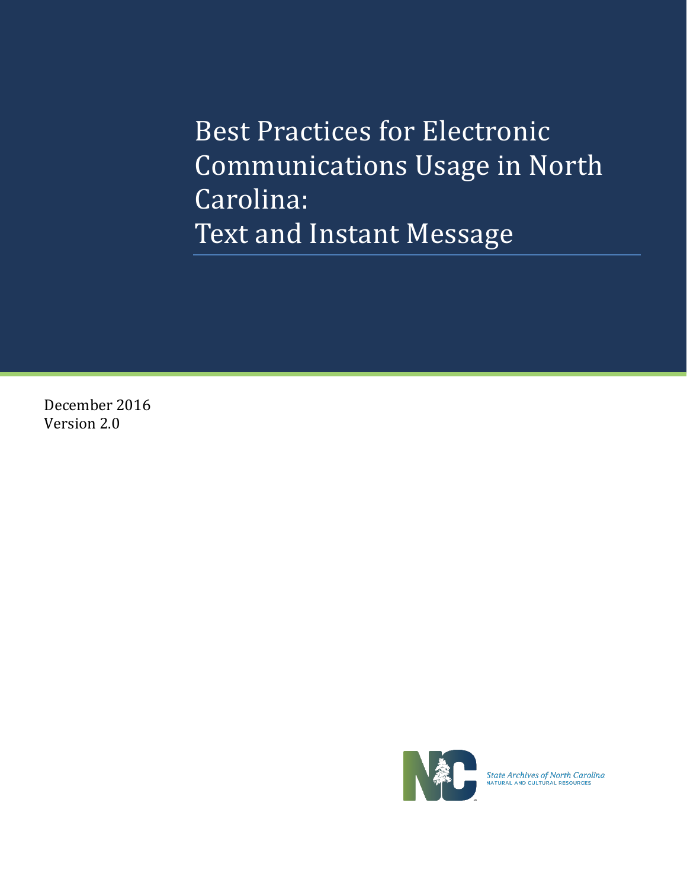# Best Practices for Electronic Communications Usage in North Carolina: Text and Instant Message

December 2016
Version 2.0

State Archives of North Carolina
NATURAL AND CULTURAL RESOURCES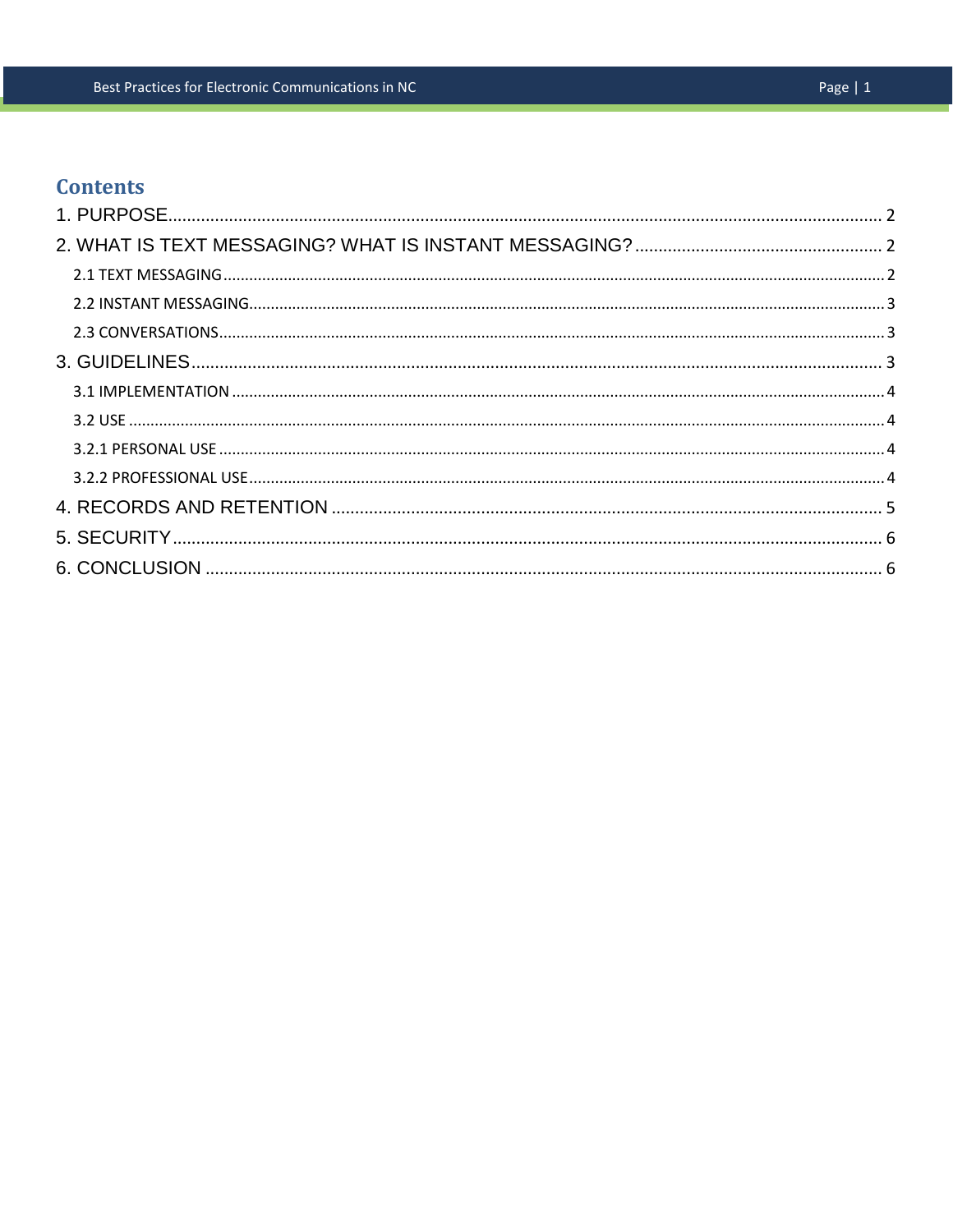## Contents

1. PURPOSE ........................................................................ 2

2. WHAT IS TEXT MESSAGING? WHAT IS INSTANT MESSAGING? ........................................................................ 2

- 2.1 TEXT MESSAGING ........................................................................ 2
- 2.2 INSTANT MESSAGING ........................................................................ 3
- 2.3 CONVERSATIONS ........................................................................ 3

3. GUIDELINES ........................................................................ 3

- 3.1 IMPLEMENTATION ........................................................................ 4
- 3.2 USE ........................................................................ 4
- 3.2.1 PERSONAL USE ........................................................................ 4
- 3.2.2 PROFESSIONAL USE ........................................................................ 4

4. RECORDS AND RETENTION ........................................................................ 5

5. SECURITY ........................................................................ 6

6. CONCLUSION ........................................................................ 6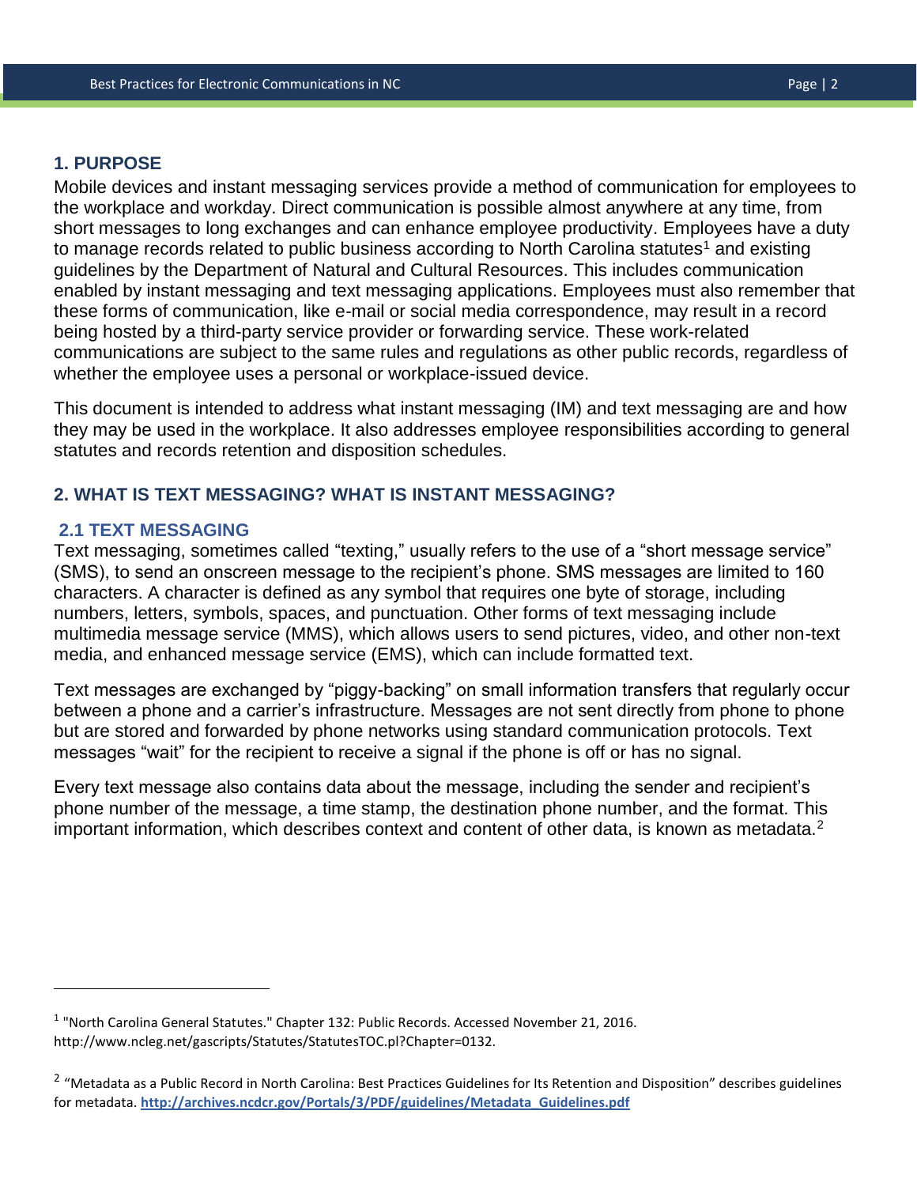## 1. PURPOSE

Mobile devices and instant messaging services provide a method of communication for employees to the workplace and workday. Direct communication is possible almost anywhere at any time, from short messages to long exchanges and can enhance employee productivity. Employees have a duty to manage records related to public business according to North Carolina statutes[1] and existing guidelines by the Department of Natural and Cultural Resources. This includes communication enabled by instant messaging and text messaging applications. Employees must also remember that these forms of communication, like e-mail or social media correspondence, may result in a record being hosted by a third-party service provider or forwarding service. These work-related communications are subject to the same rules and regulations as other public records, regardless of whether the employee uses a personal or workplace-issued device.

This document is intended to address what instant messaging (IM) and text messaging are and how they may be used in the workplace. It also addresses employee responsibilities according to general statutes and records retention and disposition schedules.

## 2. WHAT IS TEXT MESSAGING? WHAT IS INSTANT MESSAGING?

### 2.1 TEXT MESSAGING

Text messaging, sometimes called “texting,” usually refers to the use of a “short message service” (SMS), to send an onscreen message to the recipient’s phone. SMS messages are limited to 160 characters. A character is defined as any symbol that requires one byte of storage, including numbers, letters, symbols, spaces, and punctuation. Other forms of text messaging include multimedia message service (MMS), which allows users to send pictures, video, and other non-text media, and enhanced message service (EMS), which can include formatted text.

Text messages are exchanged by “piggy-backing” on small information transfers that regularly occur between a phone and a carrier’s infrastructure. Messages are not sent directly from phone to phone but are stored and forwarded by phone networks using standard communication protocols. Text messages “wait” for the recipient to receive a signal if the phone is off or has no signal.

Every text message also contains data about the message, including the sender and recipient’s phone number of the message, a time stamp, the destination phone number, and the format. This important information, which describes context and content of other data, is known as metadata.[2]

---

[1] "North Carolina General Statutes." Chapter 132: Public Records. Accessed November 21, 2016. http://www.ncleg.net/gascripts/Statutes/StatutesTOC.pl?Chapter=0132.

[2] “Metadata as a Public Record in North Carolina: Best Practices Guidelines for Its Retention and Disposition” describes guidelines for metadata. **http://archives.ncdcr.gov/Portals/3/PDF/guidelines/Metadata_Guidelines.pdf**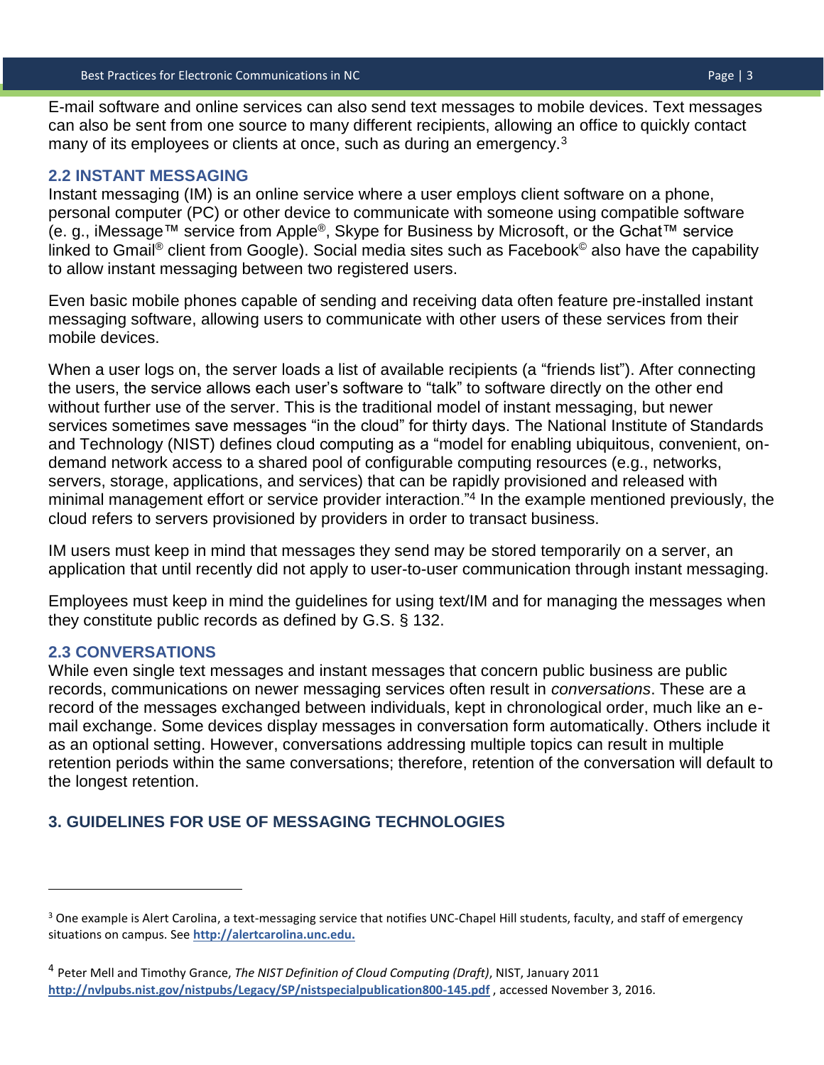E-mail software and online services can also send text messages to mobile devices. Text messages can also be sent from one source to many different recipients, allowing an office to quickly contact many of its employees or clients at once, such as during an emergency.[3]

## 2.2 INSTANT MESSAGING

Instant messaging (IM) is an online service where a user employs client software on a phone, personal computer (PC) or other device to communicate with someone using compatible software (e. g., iMessage™ service from Apple®, Skype for Business by Microsoft, or the Gchat™ service linked to Gmail® client from Google). Social media sites such as Facebook© also have the capability to allow instant messaging between two registered users.

Even basic mobile phones capable of sending and receiving data often feature pre-installed instant messaging software, allowing users to communicate with other users of these services from their mobile devices.

When a user logs on, the server loads a list of available recipients (a "friends list"). After connecting the users, the service allows each user's software to "talk" to software directly on the other end without further use of the server. This is the traditional model of instant messaging, but newer services sometimes save messages "in the cloud" for thirty days. The National Institute of Standards and Technology (NIST) defines cloud computing as a "model for enabling ubiquitous, convenient, on-demand network access to a shared pool of configurable computing resources (e.g., networks, servers, storage, applications, and services) that can be rapidly provisioned and released with minimal management effort or service provider interaction."[4] In the example mentioned previously, the cloud refers to servers provisioned by providers in order to transact business.

IM users must keep in mind that messages they send may be stored temporarily on a server, an application that until recently did not apply to user-to-user communication through instant messaging.

Employees must keep in mind the guidelines for using text/IM and for managing the messages when they constitute public records as defined by G.S. § 132.

## 2.3 CONVERSATIONS

While even single text messages and instant messages that concern public business are public records, communications on newer messaging services often result in *conversations*. These are a record of the messages exchanged between individuals, kept in chronological order, much like an e-mail exchange. Some devices display messages in conversation form automatically. Others include it as an optional setting. However, conversations addressing multiple topics can result in multiple retention periods within the same conversations; therefore, retention of the conversation will default to the longest retention.

# 3. GUIDELINES FOR USE OF MESSAGING TECHNOLOGIES

---

[3] One example is Alert Carolina, a text-messaging service that notifies UNC-Chapel Hill students, faculty, and staff of emergency situations on campus. See **http://alertcarolina.unc.edu.**

[4] Peter Mell and Timothy Grance, *The NIST Definition of Cloud Computing (Draft)*, NIST, January 2011 **http://nvlpubs.nist.gov/nistpubs/Legacy/SP/nistspecialpublication800-145.pdf** , accessed November 3, 2016.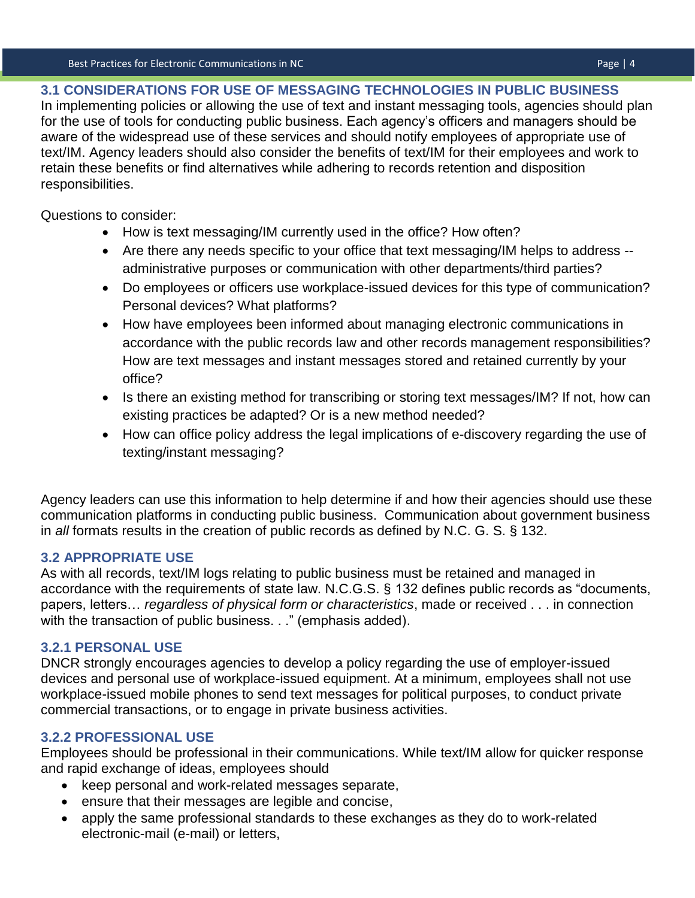### 3.1 CONSIDERATIONS FOR USE OF MESSAGING TECHNOLOGIES IN PUBLIC BUSINESS

In implementing policies or allowing the use of text and instant messaging tools, agencies should plan for the use of tools for conducting public business. Each agency's officers and managers should be aware of the widespread use of these services and should notify employees of appropriate use of text/IM. Agency leaders should also consider the benefits of text/IM for their employees and work to retain these benefits or find alternatives while adhering to records retention and disposition responsibilities.

Questions to consider:

- How is text messaging/IM currently used in the office? How often?
- Are there any needs specific to your office that text messaging/IM helps to address -- administrative purposes or communication with other departments/third parties?
- Do employees or officers use workplace-issued devices for this type of communication? Personal devices? What platforms?
- How have employees been informed about managing electronic communications in accordance with the public records law and other records management responsibilities? How are text messages and instant messages stored and retained currently by your office?
- Is there an existing method for transcribing or storing text messages/IM? If not, how can existing practices be adapted? Or is a new method needed?
- How can office policy address the legal implications of e-discovery regarding the use of texting/instant messaging?

Agency leaders can use this information to help determine if and how their agencies should use these communication platforms in conducting public business. Communication about government business in *all* formats results in the creation of public records as defined by N.C. G. S. § 132.

### 3.2 APPROPRIATE USE

As with all records, text/IM logs relating to public business must be retained and managed in accordance with the requirements of state law. N.C.G.S. § 132 defines public records as "documents, papers, letters… *regardless of physical form or characteristics*, made or received . . . in connection with the transaction of public business. . ." (emphasis added).

#### 3.2.1 PERSONAL USE

DNCR strongly encourages agencies to develop a policy regarding the use of employer-issued devices and personal use of workplace-issued equipment. At a minimum, employees shall not use workplace-issued mobile phones to send text messages for political purposes, to conduct private commercial transactions, or to engage in private business activities.

#### 3.2.2 PROFESSIONAL USE

Employees should be professional in their communications. While text/IM allow for quicker response and rapid exchange of ideas, employees should

- keep personal and work-related messages separate,
- ensure that their messages are legible and concise,
- apply the same professional standards to these exchanges as they do to work-related electronic-mail (e-mail) or letters,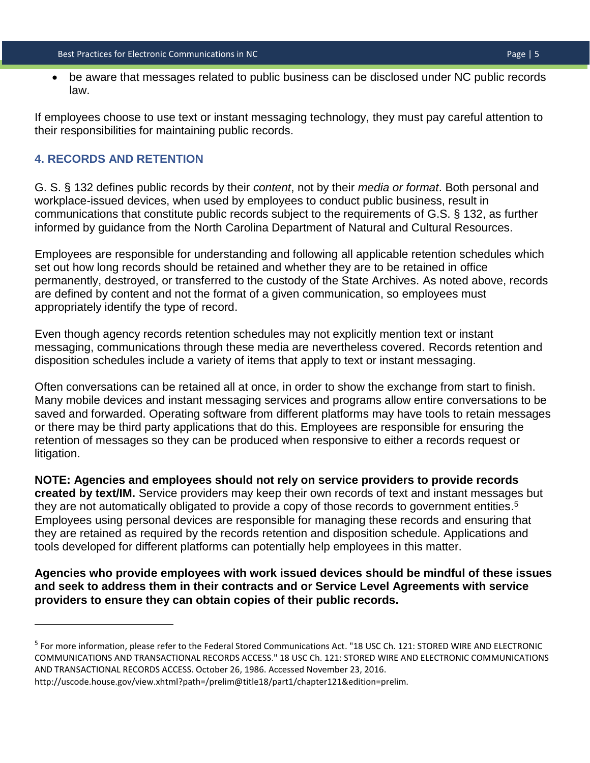- be aware that messages related to public business can be disclosed under NC public records law.

If employees choose to use text or instant messaging technology, they must pay careful attention to their responsibilities for maintaining public records.

### 4. RECORDS AND RETENTION

G. S. § 132 defines public records by their *content*, not by their *media or format*. Both personal and workplace-issued devices, when used by employees to conduct public business, result in communications that constitute public records subject to the requirements of G.S. § 132, as further informed by guidance from the North Carolina Department of Natural and Cultural Resources.

Employees are responsible for understanding and following all applicable retention schedules which set out how long records should be retained and whether they are to be retained in office permanently, destroyed, or transferred to the custody of the State Archives. As noted above, records are defined by content and not the format of a given communication, so employees must appropriately identify the type of record.

Even though agency records retention schedules may not explicitly mention text or instant messaging, communications through these media are nevertheless covered. Records retention and disposition schedules include a variety of items that apply to text or instant messaging.

Often conversations can be retained all at once, in order to show the exchange from start to finish. Many mobile devices and instant messaging services and programs allow entire conversations to be saved and forwarded. Operating software from different platforms may have tools to retain messages or there may be third party applications that do this. Employees are responsible for ensuring the retention of messages so they can be produced when responsive to either a records request or litigation.

**NOTE: Agencies and employees should not rely on service providers to provide records created by text/IM.** Service providers may keep their own records of text and instant messages but they are not automatically obligated to provide a copy of those records to government entities.[5] Employees using personal devices are responsible for managing these records and ensuring that they are retained as required by the records retention and disposition schedule. Applications and tools developed for different platforms can potentially help employees in this matter.

**Agencies who provide employees with work issued devices should be mindful of these issues and seek to address them in their contracts and or Service Level Agreements with service providers to ensure they can obtain copies of their public records.**

---

[5] For more information, please refer to the Federal Stored Communications Act. "18 USC Ch. 121: STORED WIRE AND ELECTRONIC COMMUNICATIONS AND TRANSACTIONAL RECORDS ACCESS." 18 USC Ch. 121: STORED WIRE AND ELECTRONIC COMMUNICATIONS AND TRANSACTIONAL RECORDS ACCESS. October 26, 1986. Accessed November 23, 2016. http://uscode.house.gov/view.xhtml?path=/prelim@title18/part1/chapter121&edition=prelim.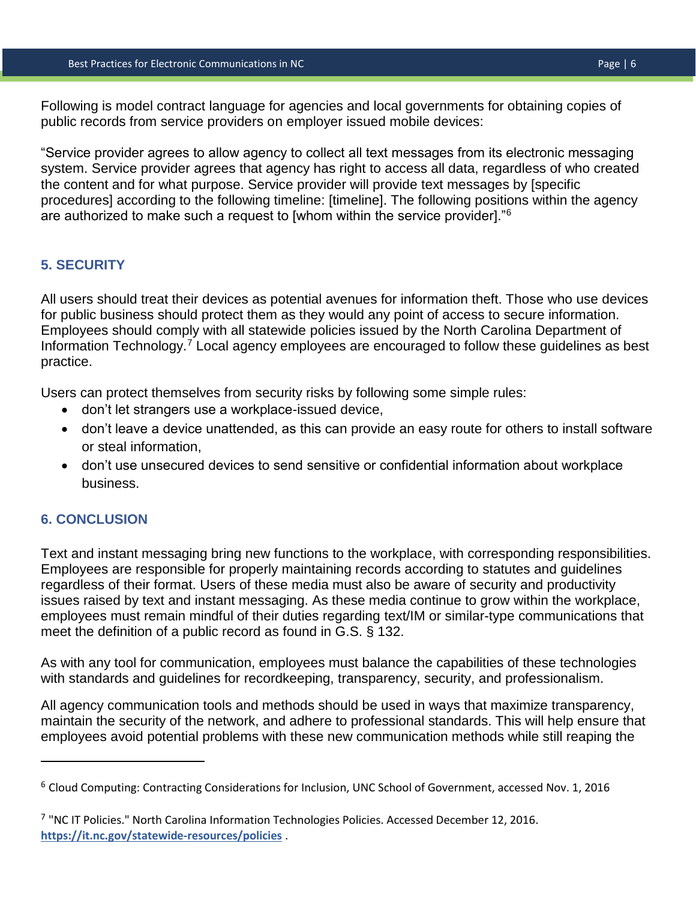Following is model contract language for agencies and local governments for obtaining copies of public records from service providers on employer issued mobile devices:

"Service provider agrees to allow agency to collect all text messages from its electronic messaging system. Service provider agrees that agency has right to access all data, regardless of who created the content and for what purpose. Service provider will provide text messages by [specific procedures] according to the following timeline: [timeline]. The following positions within the agency are authorized to make such a request to [whom within the service provider]."[6]

## 5. SECURITY

All users should treat their devices as potential avenues for information theft. Those who use devices for public business should protect them as they would any point of access to secure information. Employees should comply with all statewide policies issued by the North Carolina Department of Information Technology.[7] Local agency employees are encouraged to follow these guidelines as best practice.

Users can protect themselves from security risks by following some simple rules:

- don't let strangers use a workplace-issued device,
- don't leave a device unattended, as this can provide an easy route for others to install software or steal information,
- don't use unsecured devices to send sensitive or confidential information about workplace business.

## 6. CONCLUSION

Text and instant messaging bring new functions to the workplace, with corresponding responsibilities. Employees are responsible for properly maintaining records according to statutes and guidelines regardless of their format. Users of these media must also be aware of security and productivity issues raised by text and instant messaging. As these media continue to grow within the workplace, employees must remain mindful of their duties regarding text/IM or similar-type communications that meet the definition of a public record as found in G.S. § 132.

As with any tool for communication, employees must balance the capabilities of these technologies with standards and guidelines for recordkeeping, transparency, security, and professionalism.

All agency communication tools and methods should be used in ways that maximize transparency, maintain the security of the network, and adhere to professional standards. This will help ensure that employees avoid potential problems with these new communication methods while still reaping the

---

[6] Cloud Computing: Contracting Considerations for Inclusion, UNC School of Government, accessed Nov. 1, 2016

[7] "NC IT Policies." North Carolina Information Technologies Policies. Accessed December 12, 2016. https://it.nc.gov/statewide-resources/policies .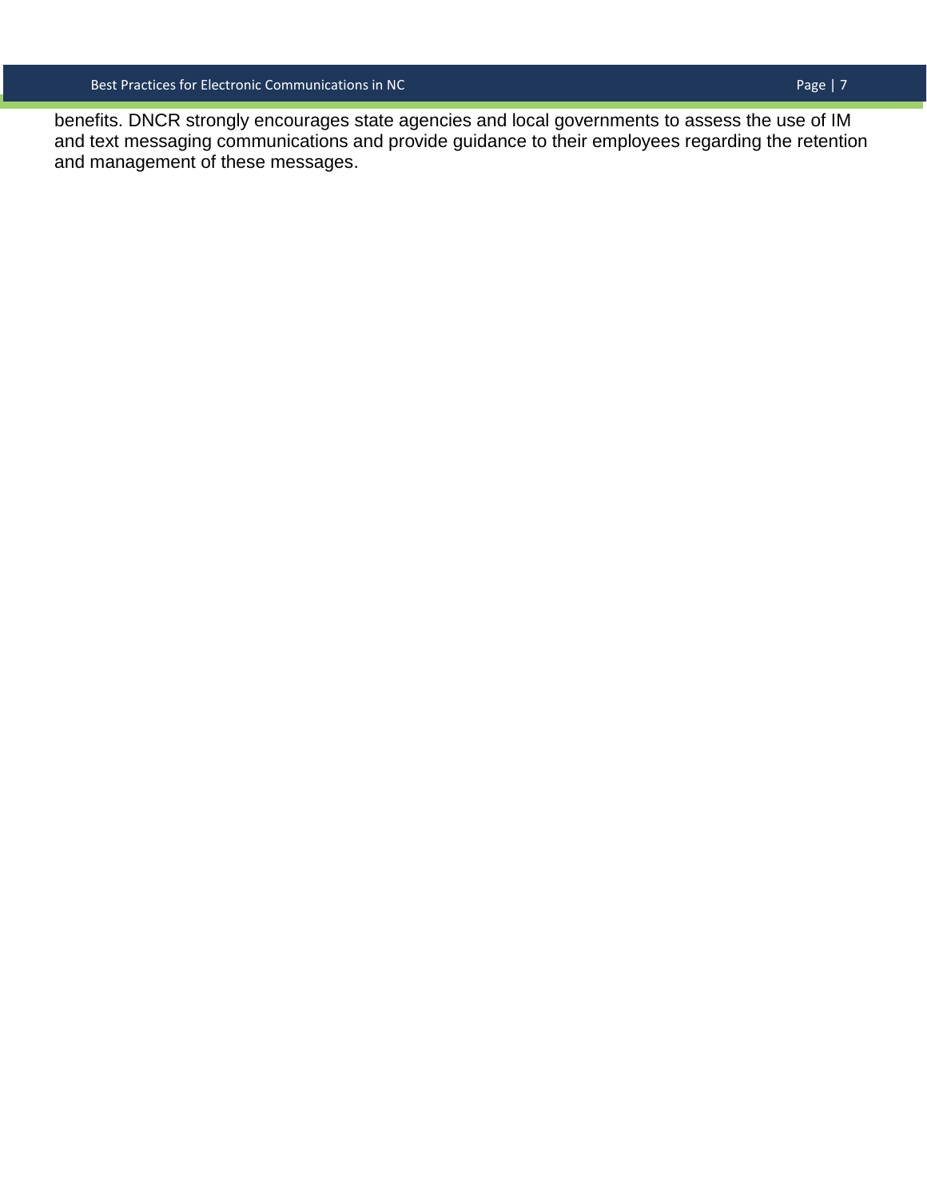benefits. DNCR strongly encourages state agencies and local governments to assess the use of IM and text messaging communications and provide guidance to their employees regarding the retention and management of these messages.